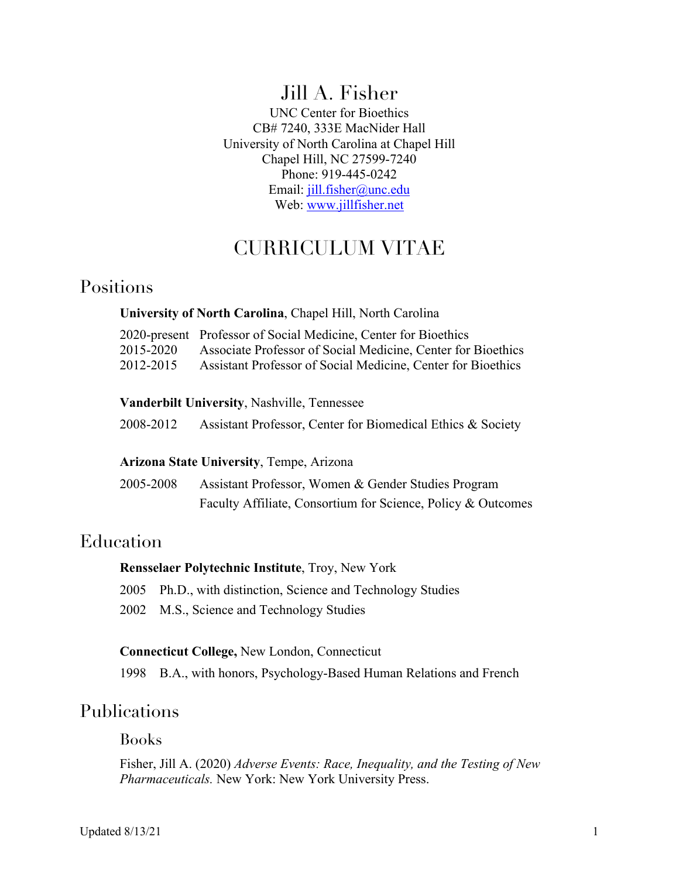# Jill A. Fisher

UNC Center for Bioethics
CB# 7240, 333E MacNider Hall
University of North Carolina at Chapel Hill
Chapel Hill, NC 27599-7240
Phone: 919-445-0242
Email: jill.fisher@unc.edu
Web: www.jillfisher.net

# CURRICULUM VITAE

## Positions

**University of North Carolina**, Chapel Hill, North Carolina

2020-present Professor of Social Medicine, Center for Bioethics
2015-2020 Associate Professor of Social Medicine, Center for Bioethics
2012-2015 Assistant Professor of Social Medicine, Center for Bioethics

**Vanderbilt University**, Nashville, Tennessee

2008-2012 Assistant Professor, Center for Biomedical Ethics & Society

**Arizona State University**, Tempe, Arizona

2005-2008 Assistant Professor, Women & Gender Studies Program
Faculty Affiliate, Consortium for Science, Policy & Outcomes

## Education

**Rensselaer Polytechnic Institute**, Troy, New York

2005 Ph.D., with distinction, Science and Technology Studies

2002 M.S., Science and Technology Studies

**Connecticut College,** New London, Connecticut

1998 B.A., with honors, Psychology-Based Human Relations and French

## Publications

### Books

Fisher, Jill A. (2020) *Adverse Events: Race, Inequality, and the Testing of New Pharmaceuticals.* New York: New York University Press.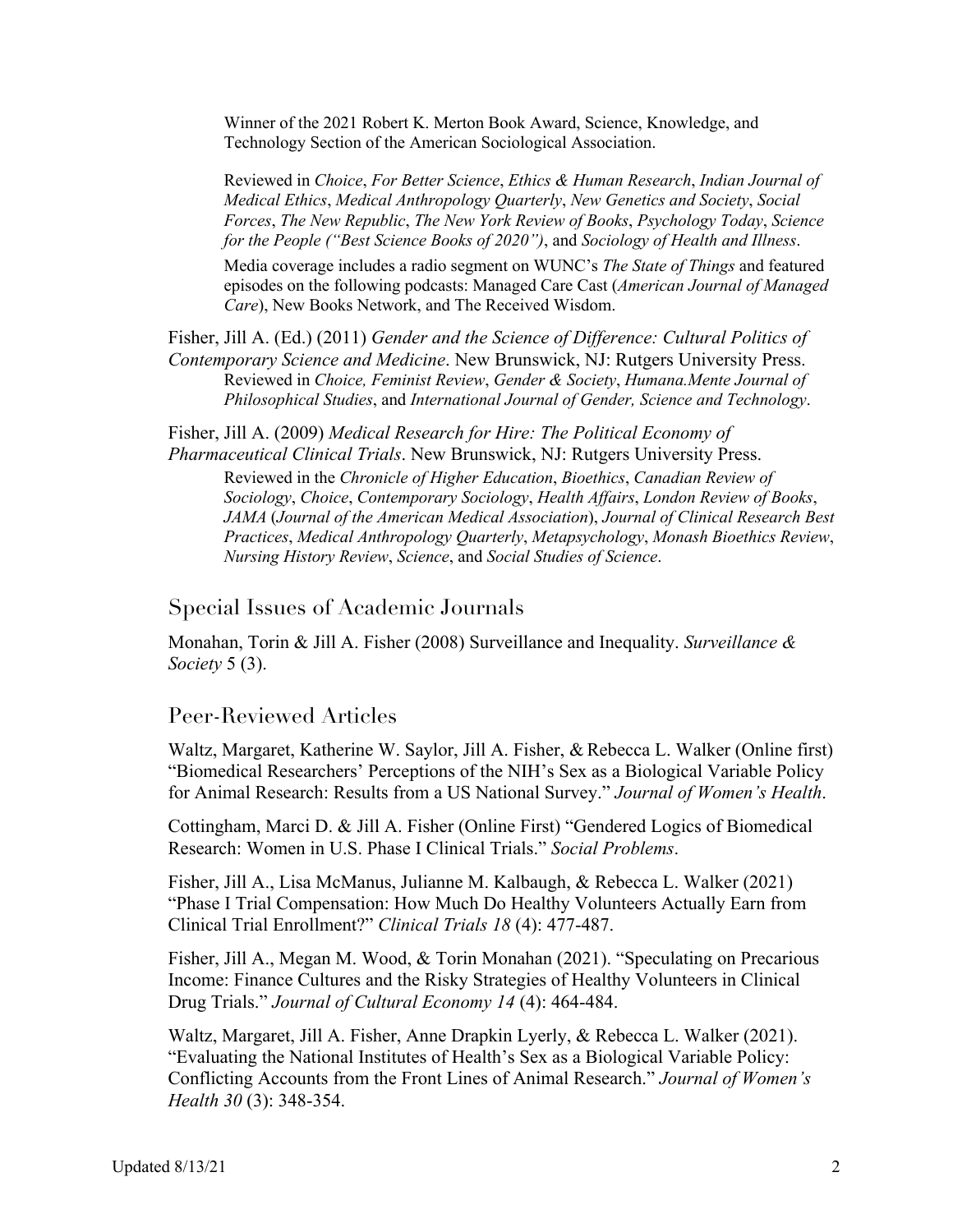Winner of the 2021 Robert K. Merton Book Award, Science, Knowledge, and Technology Section of the American Sociological Association.

Reviewed in *Choice*, *For Better Science*, *Ethics & Human Research*, *Indian Journal of Medical Ethics*, *Medical Anthropology Quarterly*, *New Genetics and Society*, *Social Forces*, *The New Republic*, *The New York Review of Books*, *Psychology Today*, *Science for the People ("Best Science Books of 2020")*, and *Sociology of Health and Illness*.

Media coverage includes a radio segment on WUNC's *The State of Things* and featured episodes on the following podcasts: Managed Care Cast (*American Journal of Managed Care*), New Books Network, and The Received Wisdom.

Fisher, Jill A. (Ed.) (2011) *Gender and the Science of Difference: Cultural Politics of Contemporary Science and Medicine*. New Brunswick, NJ: Rutgers University Press.

Reviewed in *Choice, Feminist Review*, *Gender & Society*, *Humana.Mente Journal of Philosophical Studies*, and *International Journal of Gender, Science and Technology*.

Fisher, Jill A. (2009) *Medical Research for Hire: The Political Economy of Pharmaceutical Clinical Trials*. New Brunswick, NJ: Rutgers University Press.

Reviewed in the *Chronicle of Higher Education*, *Bioethics*, *Canadian Review of Sociology*, *Choice*, *Contemporary Sociology*, *Health Affairs*, *London Review of Books*, *JAMA* (*Journal of the American Medical Association*), *Journal of Clinical Research Best Practices*, *Medical Anthropology Quarterly*, *Metapsychology*, *Monash Bioethics Review*, *Nursing History Review*, *Science*, and *Social Studies of Science*.

## Special Issues of Academic Journals

Monahan, Torin & Jill A. Fisher (2008) Surveillance and Inequality. *Surveillance & Society* 5 (3).

## Peer-Reviewed Articles

Waltz, Margaret, Katherine W. Saylor, Jill A. Fisher, & Rebecca L. Walker (Online first) "Biomedical Researchers' Perceptions of the NIH's Sex as a Biological Variable Policy for Animal Research: Results from a US National Survey." *Journal of Women's Health*.

Cottingham, Marci D. & Jill A. Fisher (Online First) "Gendered Logics of Biomedical Research: Women in U.S. Phase I Clinical Trials." *Social Problems*.

Fisher, Jill A., Lisa McManus, Julianne M. Kalbaugh, & Rebecca L. Walker (2021) "Phase I Trial Compensation: How Much Do Healthy Volunteers Actually Earn from Clinical Trial Enrollment?" *Clinical Trials 18* (4): 477-487.

Fisher, Jill A., Megan M. Wood, & Torin Monahan (2021). "Speculating on Precarious Income: Finance Cultures and the Risky Strategies of Healthy Volunteers in Clinical Drug Trials." *Journal of Cultural Economy 14* (4): 464-484.

Waltz, Margaret, Jill A. Fisher, Anne Drapkin Lyerly, & Rebecca L. Walker (2021). "Evaluating the National Institutes of Health's Sex as a Biological Variable Policy: Conflicting Accounts from the Front Lines of Animal Research." *Journal of Women's Health 30* (3): 348-354.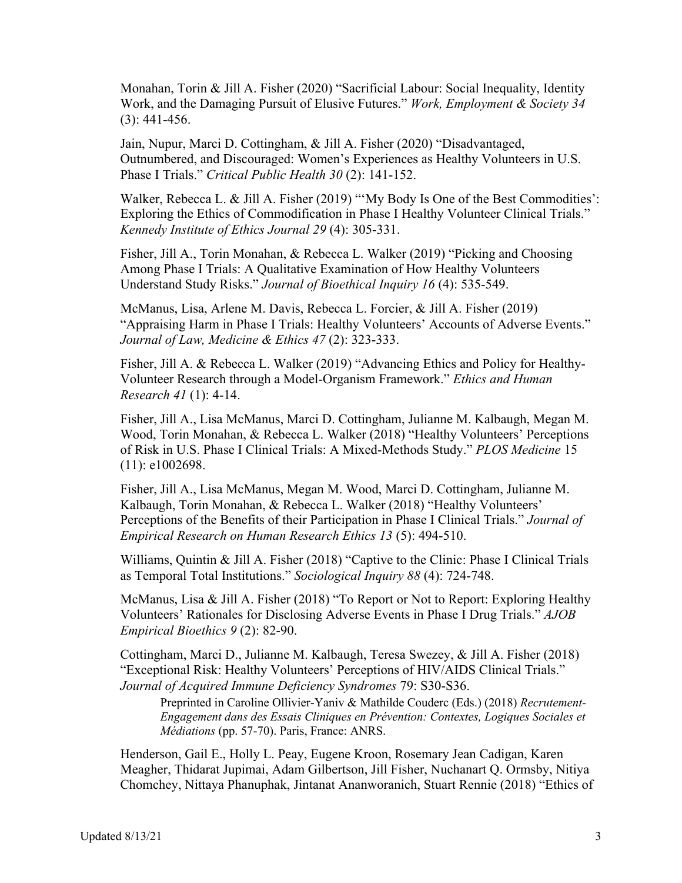Monahan, Torin & Jill A. Fisher (2020) "Sacrificial Labour: Social Inequality, Identity Work, and the Damaging Pursuit of Elusive Futures." *Work, Employment & Society 34* (3): 441-456.

Jain, Nupur, Marci D. Cottingham, & Jill A. Fisher (2020) "Disadvantaged, Outnumbered, and Discouraged: Women's Experiences as Healthy Volunteers in U.S. Phase I Trials." *Critical Public Health 30* (2): 141-152.

Walker, Rebecca L. & Jill A. Fisher (2019) "'My Body Is One of the Best Commodities': Exploring the Ethics of Commodification in Phase I Healthy Volunteer Clinical Trials." *Kennedy Institute of Ethics Journal 29* (4): 305-331.

Fisher, Jill A., Torin Monahan, & Rebecca L. Walker (2019) "Picking and Choosing Among Phase I Trials: A Qualitative Examination of How Healthy Volunteers Understand Study Risks." *Journal of Bioethical Inquiry 16* (4): 535-549.

McManus, Lisa, Arlene M. Davis, Rebecca L. Forcier, & Jill A. Fisher (2019) "Appraising Harm in Phase I Trials: Healthy Volunteers' Accounts of Adverse Events." *Journal of Law, Medicine & Ethics 47* (2): 323-333.

Fisher, Jill A. & Rebecca L. Walker (2019) "Advancing Ethics and Policy for Healthy-Volunteer Research through a Model-Organism Framework." *Ethics and Human Research 41* (1): 4-14.

Fisher, Jill A., Lisa McManus, Marci D. Cottingham, Julianne M. Kalbaugh, Megan M. Wood, Torin Monahan, & Rebecca L. Walker (2018) "Healthy Volunteers' Perceptions of Risk in U.S. Phase I Clinical Trials: A Mixed-Methods Study." *PLOS Medicine* 15 (11): e1002698.

Fisher, Jill A., Lisa McManus, Megan M. Wood, Marci D. Cottingham, Julianne M. Kalbaugh, Torin Monahan, & Rebecca L. Walker (2018) "Healthy Volunteers' Perceptions of the Benefits of their Participation in Phase I Clinical Trials." *Journal of Empirical Research on Human Research Ethics 13* (5): 494-510.

Williams, Quintin & Jill A. Fisher (2018) "Captive to the Clinic: Phase I Clinical Trials as Temporal Total Institutions." *Sociological Inquiry 88* (4): 724-748.

McManus, Lisa & Jill A. Fisher (2018) "To Report or Not to Report: Exploring Healthy Volunteers' Rationales for Disclosing Adverse Events in Phase I Drug Trials." *AJOB Empirical Bioethics 9* (2): 82-90.

Cottingham, Marci D., Julianne M. Kalbaugh, Teresa Swezey, & Jill A. Fisher (2018) "Exceptional Risk: Healthy Volunteers' Perceptions of HIV/AIDS Clinical Trials." *Journal of Acquired Immune Deficiency Syndromes* 79: S30-S36.

> Preprinted in Caroline Ollivier-Yaniv & Mathilde Couderc (Eds.) (2018) *Recrutement-Engagement dans des Essais Cliniques en Prévention: Contextes, Logiques Sociales et Médiations* (pp. 57-70). Paris, France: ANRS.

Henderson, Gail E., Holly L. Peay, Eugene Kroon, Rosemary Jean Cadigan, Karen Meagher, Thidarat Jupimai, Adam Gilbertson, Jill Fisher, Nuchanart Q. Ormsby, Nitiya Chomchey, Nittaya Phanuphak, Jintanat Ananworanich, Stuart Rennie (2018) "Ethics of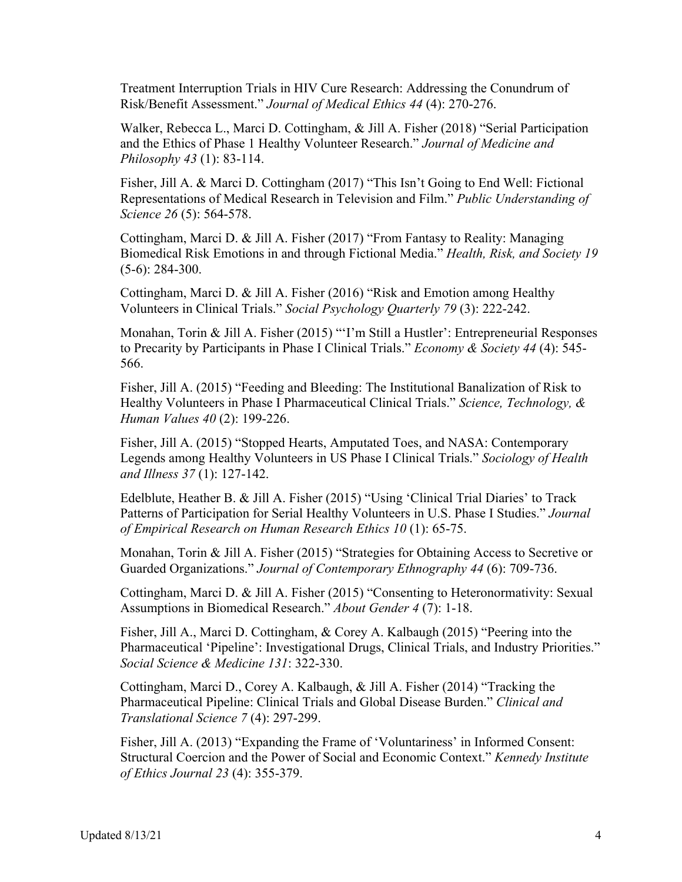Treatment Interruption Trials in HIV Cure Research: Addressing the Conundrum of Risk/Benefit Assessment." *Journal of Medical Ethics 44* (4): 270-276.

Walker, Rebecca L., Marci D. Cottingham, & Jill A. Fisher (2018) "Serial Participation and the Ethics of Phase 1 Healthy Volunteer Research." *Journal of Medicine and Philosophy 43* (1): 83-114.

Fisher, Jill A. & Marci D. Cottingham (2017) "This Isn't Going to End Well: Fictional Representations of Medical Research in Television and Film." *Public Understanding of Science 26* (5): 564-578.

Cottingham, Marci D. & Jill A. Fisher (2017) "From Fantasy to Reality: Managing Biomedical Risk Emotions in and through Fictional Media." *Health, Risk, and Society 19* (5-6): 284-300.

Cottingham, Marci D. & Jill A. Fisher (2016) "Risk and Emotion among Healthy Volunteers in Clinical Trials." *Social Psychology Quarterly 79* (3): 222-242.

Monahan, Torin & Jill A. Fisher (2015) "'I'm Still a Hustler': Entrepreneurial Responses to Precarity by Participants in Phase I Clinical Trials." *Economy & Society 44* (4): 545-566.

Fisher, Jill A. (2015) "Feeding and Bleeding: The Institutional Banalization of Risk to Healthy Volunteers in Phase I Pharmaceutical Clinical Trials." *Science, Technology, & Human Values 40* (2): 199-226.

Fisher, Jill A. (2015) "Stopped Hearts, Amputated Toes, and NASA: Contemporary Legends among Healthy Volunteers in US Phase I Clinical Trials." *Sociology of Health and Illness 37* (1): 127-142.

Edelblute, Heather B. & Jill A. Fisher (2015) "Using 'Clinical Trial Diaries' to Track Patterns of Participation for Serial Healthy Volunteers in U.S. Phase I Studies." *Journal of Empirical Research on Human Research Ethics 10* (1): 65-75.

Monahan, Torin & Jill A. Fisher (2015) "Strategies for Obtaining Access to Secretive or Guarded Organizations." *Journal of Contemporary Ethnography 44* (6): 709-736.

Cottingham, Marci D. & Jill A. Fisher (2015) "Consenting to Heteronormativity: Sexual Assumptions in Biomedical Research." *About Gender 4* (7): 1-18.

Fisher, Jill A., Marci D. Cottingham, & Corey A. Kalbaugh (2015) "Peering into the Pharmaceutical 'Pipeline': Investigational Drugs, Clinical Trials, and Industry Priorities." *Social Science & Medicine 131*: 322-330.

Cottingham, Marci D., Corey A. Kalbaugh, & Jill A. Fisher (2014) "Tracking the Pharmaceutical Pipeline: Clinical Trials and Global Disease Burden." *Clinical and Translational Science 7* (4): 297-299.

Fisher, Jill A. (2013) "Expanding the Frame of 'Voluntariness' in Informed Consent: Structural Coercion and the Power of Social and Economic Context." *Kennedy Institute of Ethics Journal 23* (4): 355-379.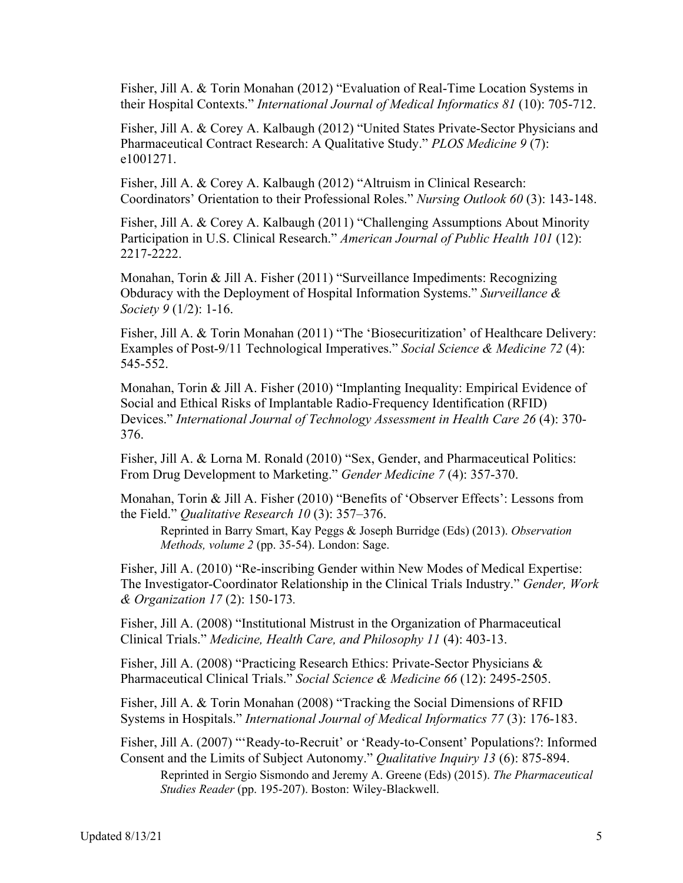Fisher, Jill A. & Torin Monahan (2012) "Evaluation of Real-Time Location Systems in their Hospital Contexts." *International Journal of Medical Informatics 81* (10): 705-712.

Fisher, Jill A. & Corey A. Kalbaugh (2012) "United States Private-Sector Physicians and Pharmaceutical Contract Research: A Qualitative Study." *PLOS Medicine 9* (7): e1001271.

Fisher, Jill A. & Corey A. Kalbaugh (2012) "Altruism in Clinical Research: Coordinators' Orientation to their Professional Roles." *Nursing Outlook 60* (3): 143-148.

Fisher, Jill A. & Corey A. Kalbaugh (2011) "Challenging Assumptions About Minority Participation in U.S. Clinical Research." *American Journal of Public Health 101* (12): 2217-2222.

Monahan, Torin & Jill A. Fisher (2011) "Surveillance Impediments: Recognizing Obduracy with the Deployment of Hospital Information Systems." *Surveillance & Society 9* (1/2): 1-16.

Fisher, Jill A. & Torin Monahan (2011) "The 'Biosecuritization' of Healthcare Delivery: Examples of Post-9/11 Technological Imperatives." *Social Science & Medicine 72* (4): 545-552.

Monahan, Torin & Jill A. Fisher (2010) "Implanting Inequality: Empirical Evidence of Social and Ethical Risks of Implantable Radio-Frequency Identification (RFID) Devices." *International Journal of Technology Assessment in Health Care 26* (4): 370-376.

Fisher, Jill A. & Lorna M. Ronald (2010) "Sex, Gender, and Pharmaceutical Politics: From Drug Development to Marketing." *Gender Medicine 7* (4): 357-370.

Monahan, Torin & Jill A. Fisher (2010) "Benefits of 'Observer Effects': Lessons from the Field." *Qualitative Research 10* (3): 357–376.

> Reprinted in Barry Smart, Kay Peggs & Joseph Burridge (Eds) (2013). *Observation Methods, volume 2* (pp. 35-54). London: Sage.

Fisher, Jill A. (2010) "Re-inscribing Gender within New Modes of Medical Expertise: The Investigator-Coordinator Relationship in the Clinical Trials Industry." *Gender, Work & Organization 17* (2): 150-173.

Fisher, Jill A. (2008) "Institutional Mistrust in the Organization of Pharmaceutical Clinical Trials." *Medicine, Health Care, and Philosophy 11* (4): 403-13.

Fisher, Jill A. (2008) "Practicing Research Ethics: Private-Sector Physicians & Pharmaceutical Clinical Trials." *Social Science & Medicine 66* (12): 2495-2505.

Fisher, Jill A. & Torin Monahan (2008) "Tracking the Social Dimensions of RFID Systems in Hospitals." *International Journal of Medical Informatics 77* (3): 176-183.

Fisher, Jill A. (2007) "'Ready-to-Recruit' or 'Ready-to-Consent' Populations?: Informed Consent and the Limits of Subject Autonomy." *Qualitative Inquiry 13* (6): 875-894.

> Reprinted in Sergio Sismondo and Jeremy A. Greene (Eds) (2015). *The Pharmaceutical Studies Reader* (pp. 195-207). Boston: Wiley-Blackwell.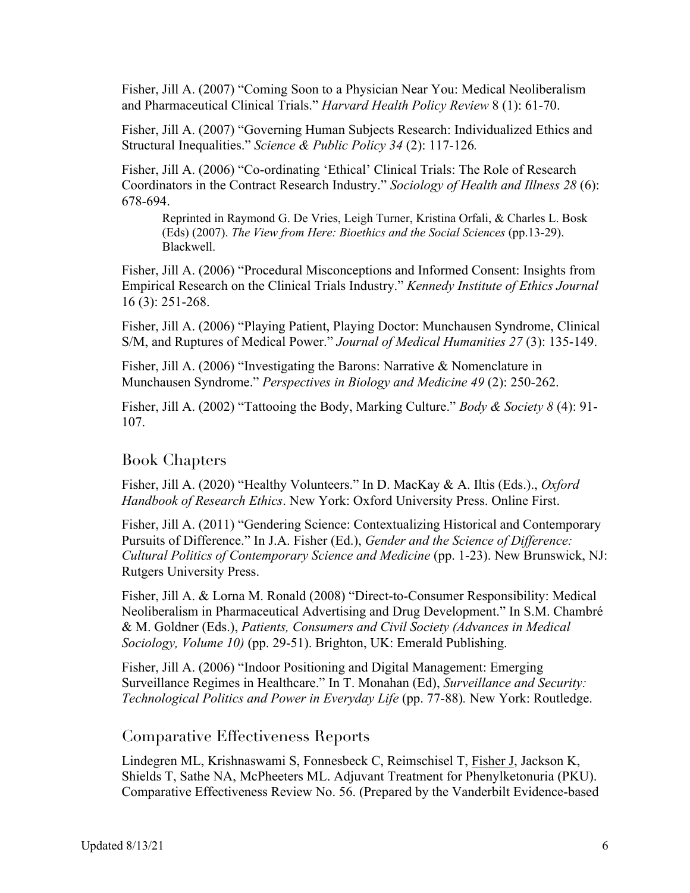Fisher, Jill A. (2007) “Coming Soon to a Physician Near You: Medical Neoliberalism and Pharmaceutical Clinical Trials.” *Harvard Health Policy Review* 8 (1): 61-70.

Fisher, Jill A. (2007) “Governing Human Subjects Research: Individualized Ethics and Structural Inequalities.” *Science & Public Policy 34* (2): 117-126*.*

Fisher, Jill A. (2006) “Co-ordinating ‘Ethical’ Clinical Trials: The Role of Research Coordinators in the Contract Research Industry.” *Sociology of Health and Illness 28* (6): 678-694.

> Reprinted in Raymond G. De Vries, Leigh Turner, Kristina Orfali, & Charles L. Bosk (Eds) (2007). *The View from Here: Bioethics and the Social Sciences* (pp.13-29). Blackwell.

Fisher, Jill A. (2006) “Procedural Misconceptions and Informed Consent: Insights from Empirical Research on the Clinical Trials Industry.” *Kennedy Institute of Ethics Journal* 16 (3): 251-268.

Fisher, Jill A. (2006) “Playing Patient, Playing Doctor: Munchausen Syndrome, Clinical S/M, and Ruptures of Medical Power.” *Journal of Medical Humanities 27* (3): 135-149.

Fisher, Jill A. (2006) “Investigating the Barons: Narrative & Nomenclature in Munchausen Syndrome.” *Perspectives in Biology and Medicine 49* (2): 250-262.

Fisher, Jill A. (2002) “Tattooing the Body, Marking Culture.” *Body & Society 8* (4): 91-107.

## Book Chapters

Fisher, Jill A. (2020) “Healthy Volunteers.” In D. MacKay & A. Iltis (Eds.)., *Oxford Handbook of Research Ethics*. New York: Oxford University Press. Online First.

Fisher, Jill A. (2011) “Gendering Science: Contextualizing Historical and Contemporary Pursuits of Difference.” In J.A. Fisher (Ed.), *Gender and the Science of Difference: Cultural Politics of Contemporary Science and Medicine* (pp. 1-23). New Brunswick, NJ: Rutgers University Press.

Fisher, Jill A. & Lorna M. Ronald (2008) “Direct-to-Consumer Responsibility: Medical Neoliberalism in Pharmaceutical Advertising and Drug Development.” In S.M. Chambré & M. Goldner (Eds.), *Patients, Consumers and Civil Society (Advances in Medical Sociology, Volume 10)* (pp. 29-51). Brighton, UK: Emerald Publishing.

Fisher, Jill A. (2006) “Indoor Positioning and Digital Management: Emerging Surveillance Regimes in Healthcare.” In T. Monahan (Ed), *Surveillance and Security: Technological Politics and Power in Everyday Life* (pp. 77-88)*.* New York: Routledge.

## Comparative Effectiveness Reports

Lindegren ML, Krishnaswami S, Fonnesbeck C, Reimschisel T, <u>Fisher J</u>, Jackson K, Shields T, Sathe NA, McPheeters ML. Adjuvant Treatment for Phenylketonuria (PKU). Comparative Effectiveness Review No. 56. (Prepared by the Vanderbilt Evidence-based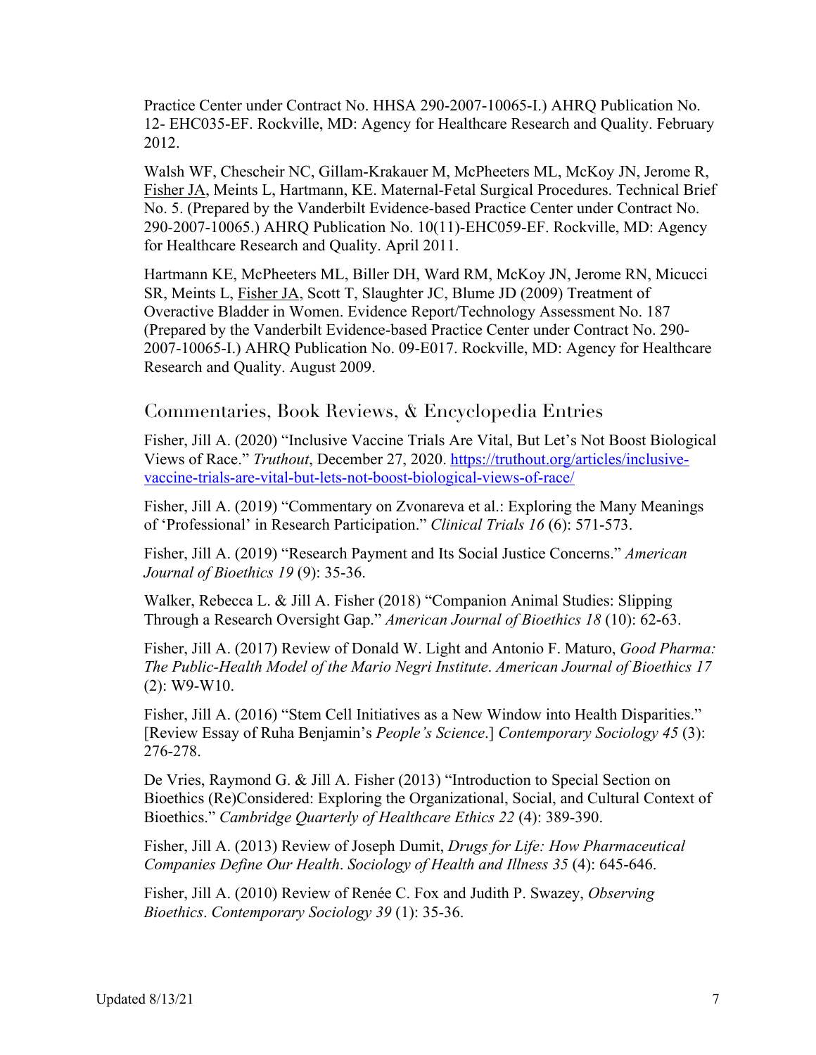Practice Center under Contract No. HHSA 290-2007-10065-I.) AHRQ Publication No. 12- EHC035-EF. Rockville, MD: Agency for Healthcare Research and Quality. February 2012.

Walsh WF, Chescheir NC, Gillam-Krakauer M, McPheeters ML, McKoy JN, Jerome R, <u>Fisher JA</u>, Meints L, Hartmann, KE. Maternal-Fetal Surgical Procedures. Technical Brief No. 5. (Prepared by the Vanderbilt Evidence-based Practice Center under Contract No. 290-2007-10065.) AHRQ Publication No. 10(11)-EHC059-EF. Rockville, MD: Agency for Healthcare Research and Quality. April 2011.

Hartmann KE, McPheeters ML, Biller DH, Ward RM, McKoy JN, Jerome RN, Micucci SR, Meints L, <u>Fisher JA</u>, Scott T, Slaughter JC, Blume JD (2009) Treatment of Overactive Bladder in Women. Evidence Report/Technology Assessment No. 187 (Prepared by the Vanderbilt Evidence-based Practice Center under Contract No. 290-2007-10065-I.) AHRQ Publication No. 09-E017. Rockville, MD: Agency for Healthcare Research and Quality. August 2009.

## Commentaries, Book Reviews, & Encyclopedia Entries

Fisher, Jill A. (2020) "Inclusive Vaccine Trials Are Vital, But Let's Not Boost Biological Views of Race." *Truthout*, December 27, 2020. https://truthout.org/articles/inclusive-vaccine-trials-are-vital-but-lets-not-boost-biological-views-of-race/

Fisher, Jill A. (2019) "Commentary on Zvonareva et al.: Exploring the Many Meanings of 'Professional' in Research Participation." *Clinical Trials 16* (6): 571-573.

Fisher, Jill A. (2019) "Research Payment and Its Social Justice Concerns." *American Journal of Bioethics 19* (9): 35-36.

Walker, Rebecca L. & Jill A. Fisher (2018) "Companion Animal Studies: Slipping Through a Research Oversight Gap." *American Journal of Bioethics 18* (10): 62-63.

Fisher, Jill A. (2017) Review of Donald W. Light and Antonio F. Maturo, *Good Pharma: The Public-Health Model of the Mario Negri Institute*. *American Journal of Bioethics 17* (2): W9-W10.

Fisher, Jill A. (2016) "Stem Cell Initiatives as a New Window into Health Disparities." [Review Essay of Ruha Benjamin's *People's Science*.] *Contemporary Sociology 45* (3): 276-278.

De Vries, Raymond G. & Jill A. Fisher (2013) "Introduction to Special Section on Bioethics (Re)Considered: Exploring the Organizational, Social, and Cultural Context of Bioethics." *Cambridge Quarterly of Healthcare Ethics 22* (4): 389-390.

Fisher, Jill A. (2013) Review of Joseph Dumit, *Drugs for Life: How Pharmaceutical Companies Define Our Health*. *Sociology of Health and Illness 35* (4): 645-646.

Fisher, Jill A. (2010) Review of Renée C. Fox and Judith P. Swazey, *Observing Bioethics*. *Contemporary Sociology 39* (1): 35-36.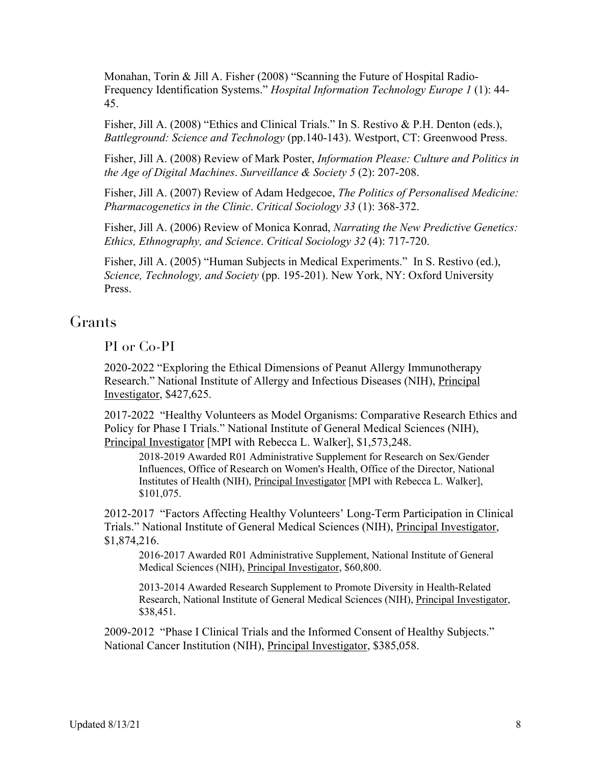Monahan, Torin & Jill A. Fisher (2008) "Scanning the Future of Hospital Radio-Frequency Identification Systems." *Hospital Information Technology Europe 1* (1): 44-45.

Fisher, Jill A. (2008) "Ethics and Clinical Trials." In S. Restivo & P.H. Denton (eds.), *Battleground: Science and Technology* (pp.140-143). Westport, CT: Greenwood Press.

Fisher, Jill A. (2008) Review of Mark Poster, *Information Please: Culture and Politics in the Age of Digital Machines*. *Surveillance & Society 5* (2): 207-208.

Fisher, Jill A. (2007) Review of Adam Hedgecoe, *The Politics of Personalised Medicine: Pharmacogenetics in the Clinic*. *Critical Sociology 33* (1): 368-372.

Fisher, Jill A. (2006) Review of Monica Konrad, *Narrating the New Predictive Genetics: Ethics, Ethnography, and Science*. *Critical Sociology 32* (4): 717-720.

Fisher, Jill A. (2005) "Human Subjects in Medical Experiments." In S. Restivo (ed.), *Science, Technology, and Society* (pp. 195-201). New York, NY: Oxford University Press.

## Grants

### PI or Co-PI

2020-2022 "Exploring the Ethical Dimensions of Peanut Allergy Immunotherapy Research." National Institute of Allergy and Infectious Diseases (NIH), Principal Investigator, $427,625.

2017-2022 "Healthy Volunteers as Model Organisms: Comparative Research Ethics and Policy for Phase I Trials." National Institute of General Medical Sciences (NIH), Principal Investigator [MPI with Rebecca L. Walker], $1,573,248.

> 2018-2019 Awarded R01 Administrative Supplement for Research on Sex/Gender Influences, Office of Research on Women's Health, Office of the Director, National Institutes of Health (NIH), Principal Investigator [MPI with Rebecca L. Walker], $101,075.

2012-2017 "Factors Affecting Healthy Volunteers' Long-Term Participation in Clinical Trials." National Institute of General Medical Sciences (NIH), Principal Investigator, $1,874,216.

> 2016-2017 Awarded R01 Administrative Supplement, National Institute of General Medical Sciences (NIH), Principal Investigator, $60,800.
>
> 2013-2014 Awarded Research Supplement to Promote Diversity in Health-Related Research, National Institute of General Medical Sciences (NIH), Principal Investigator, $38,451.

2009-2012 "Phase I Clinical Trials and the Informed Consent of Healthy Subjects." National Cancer Institution (NIH), Principal Investigator, $385,058.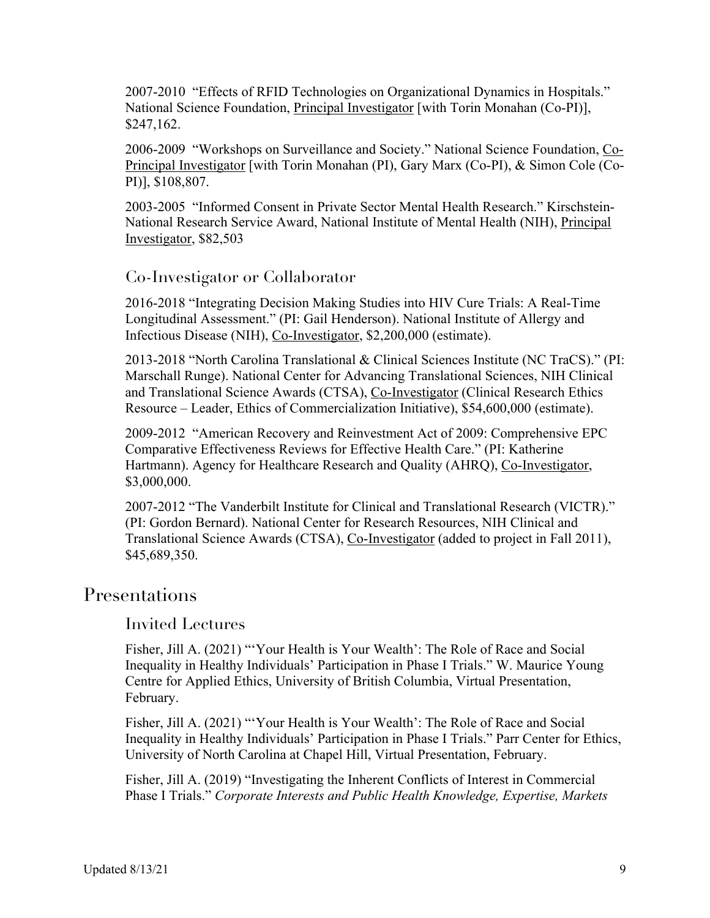2007-2010 "Effects of RFID Technologies on Organizational Dynamics in Hospitals." National Science Foundation, Principal Investigator [with Torin Monahan (Co-PI)], $247,162.

2006-2009 "Workshops on Surveillance and Society." National Science Foundation, Co-Principal Investigator [with Torin Monahan (PI), Gary Marx (Co-PI), & Simon Cole (Co-PI)], $108,807.

2003-2005 "Informed Consent in Private Sector Mental Health Research." Kirschstein-National Research Service Award, National Institute of Mental Health (NIH), Principal Investigator, $82,503

### Co-Investigator or Collaborator

2016-2018 "Integrating Decision Making Studies into HIV Cure Trials: A Real-Time Longitudinal Assessment." (PI: Gail Henderson). National Institute of Allergy and Infectious Disease (NIH), Co-Investigator, $2,200,000 (estimate).

2013-2018 "North Carolina Translational & Clinical Sciences Institute (NC TraCS)." (PI: Marschall Runge). National Center for Advancing Translational Sciences, NIH Clinical and Translational Science Awards (CTSA), Co-Investigator (Clinical Research Ethics Resource – Leader, Ethics of Commercialization Initiative), $54,600,000 (estimate).

2009-2012 "American Recovery and Reinvestment Act of 2009: Comprehensive EPC Comparative Effectiveness Reviews for Effective Health Care." (PI: Katherine Hartmann). Agency for Healthcare Research and Quality (AHRQ), Co-Investigator, $3,000,000.

2007-2012 "The Vanderbilt Institute for Clinical and Translational Research (VICTR)." (PI: Gordon Bernard). National Center for Research Resources, NIH Clinical and Translational Science Awards (CTSA), Co-Investigator (added to project in Fall 2011), $45,689,350.

## Presentations

### Invited Lectures

Fisher, Jill A. (2021) "'Your Health is Your Wealth': The Role of Race and Social Inequality in Healthy Individuals' Participation in Phase I Trials." W. Maurice Young Centre for Applied Ethics, University of British Columbia, Virtual Presentation, February.

Fisher, Jill A. (2021) "'Your Health is Your Wealth': The Role of Race and Social Inequality in Healthy Individuals' Participation in Phase I Trials." Parr Center for Ethics, University of North Carolina at Chapel Hill, Virtual Presentation, February.

Fisher, Jill A. (2019) "Investigating the Inherent Conflicts of Interest in Commercial Phase I Trials." *Corporate Interests and Public Health Knowledge, Expertise, Markets*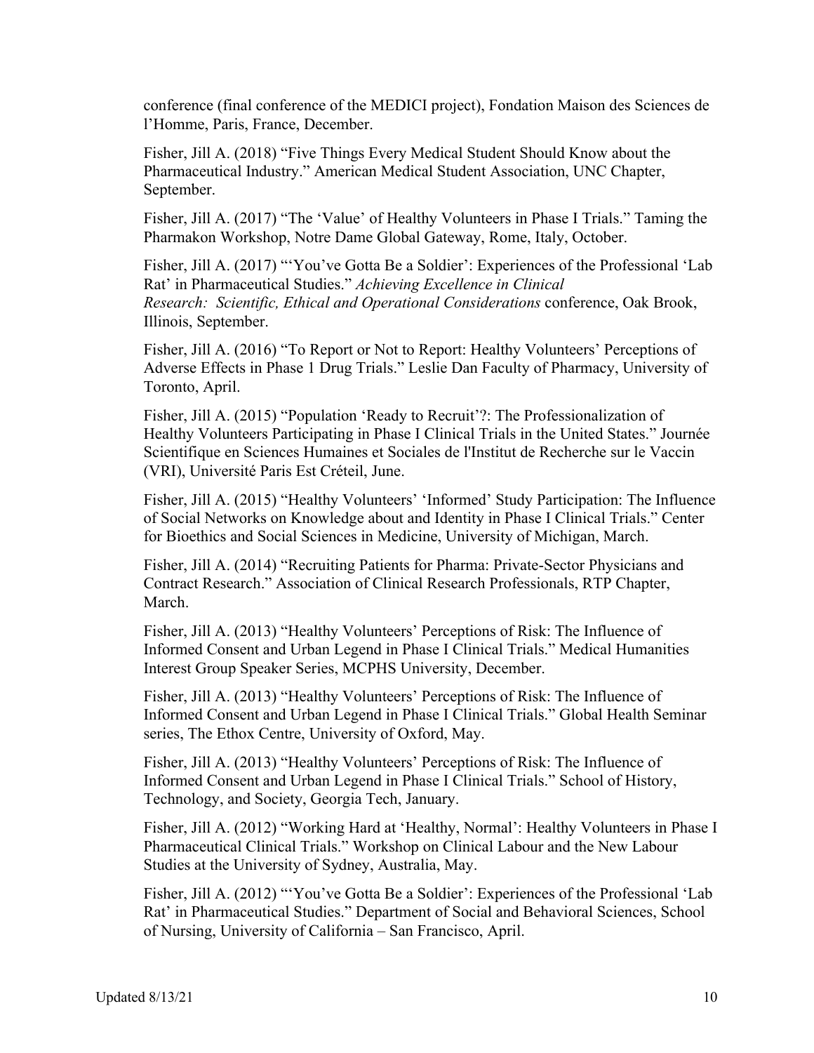conference (final conference of the MEDICI project), Fondation Maison des Sciences de l'Homme, Paris, France, December.

Fisher, Jill A. (2018) "Five Things Every Medical Student Should Know about the Pharmaceutical Industry." American Medical Student Association, UNC Chapter, September.

Fisher, Jill A. (2017) "The 'Value' of Healthy Volunteers in Phase I Trials." Taming the Pharmakon Workshop, Notre Dame Global Gateway, Rome, Italy, October.

Fisher, Jill A. (2017) "'You've Gotta Be a Soldier': Experiences of the Professional 'Lab Rat' in Pharmaceutical Studies." *Achieving Excellence in Clinical Research: Scientific, Ethical and Operational Considerations* conference, Oak Brook, Illinois, September.

Fisher, Jill A. (2016) "To Report or Not to Report: Healthy Volunteers' Perceptions of Adverse Effects in Phase 1 Drug Trials." Leslie Dan Faculty of Pharmacy, University of Toronto, April.

Fisher, Jill A. (2015) "Population 'Ready to Recruit'?: The Professionalization of Healthy Volunteers Participating in Phase I Clinical Trials in the United States." Journée Scientifique en Sciences Humaines et Sociales de l'Institut de Recherche sur le Vaccin (VRI), Université Paris Est Créteil, June.

Fisher, Jill A. (2015) "Healthy Volunteers' 'Informed' Study Participation: The Influence of Social Networks on Knowledge about and Identity in Phase I Clinical Trials." Center for Bioethics and Social Sciences in Medicine, University of Michigan, March.

Fisher, Jill A. (2014) "Recruiting Patients for Pharma: Private-Sector Physicians and Contract Research." Association of Clinical Research Professionals, RTP Chapter, March.

Fisher, Jill A. (2013) "Healthy Volunteers' Perceptions of Risk: The Influence of Informed Consent and Urban Legend in Phase I Clinical Trials." Medical Humanities Interest Group Speaker Series, MCPHS University, December.

Fisher, Jill A. (2013) "Healthy Volunteers' Perceptions of Risk: The Influence of Informed Consent and Urban Legend in Phase I Clinical Trials." Global Health Seminar series, The Ethox Centre, University of Oxford, May.

Fisher, Jill A. (2013) "Healthy Volunteers' Perceptions of Risk: The Influence of Informed Consent and Urban Legend in Phase I Clinical Trials." School of History, Technology, and Society, Georgia Tech, January.

Fisher, Jill A. (2012) "Working Hard at 'Healthy, Normal': Healthy Volunteers in Phase I Pharmaceutical Clinical Trials." Workshop on Clinical Labour and the New Labour Studies at the University of Sydney, Australia, May.

Fisher, Jill A. (2012) "'You've Gotta Be a Soldier': Experiences of the Professional 'Lab Rat' in Pharmaceutical Studies." Department of Social and Behavioral Sciences, School of Nursing, University of California – San Francisco, April.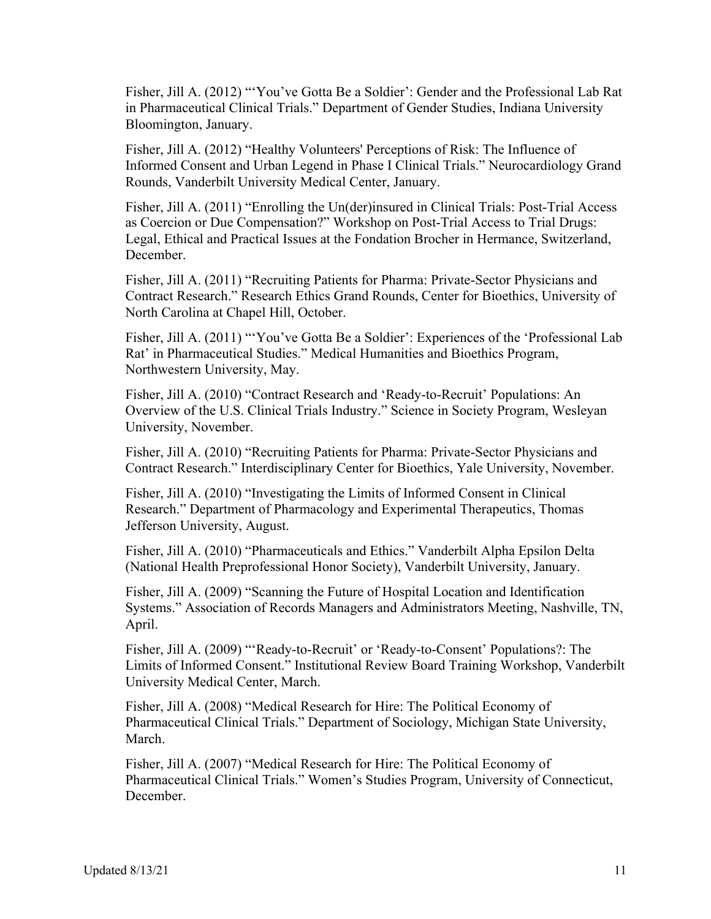Fisher, Jill A. (2012) "'You've Gotta Be a Soldier': Gender and the Professional Lab Rat in Pharmaceutical Clinical Trials." Department of Gender Studies, Indiana University Bloomington, January.

Fisher, Jill A. (2012) "Healthy Volunteers' Perceptions of Risk: The Influence of Informed Consent and Urban Legend in Phase I Clinical Trials." Neurocardiology Grand Rounds, Vanderbilt University Medical Center, January.

Fisher, Jill A. (2011) "Enrolling the Un(der)insured in Clinical Trials: Post-Trial Access as Coercion or Due Compensation?" Workshop on Post-Trial Access to Trial Drugs: Legal, Ethical and Practical Issues at the Fondation Brocher in Hermance, Switzerland, December.

Fisher, Jill A. (2011) "Recruiting Patients for Pharma: Private-Sector Physicians and Contract Research." Research Ethics Grand Rounds, Center for Bioethics, University of North Carolina at Chapel Hill, October.

Fisher, Jill A. (2011) "'You've Gotta Be a Soldier': Experiences of the 'Professional Lab Rat' in Pharmaceutical Studies." Medical Humanities and Bioethics Program, Northwestern University, May.

Fisher, Jill A. (2010) "Contract Research and 'Ready-to-Recruit' Populations: An Overview of the U.S. Clinical Trials Industry." Science in Society Program, Wesleyan University, November.

Fisher, Jill A. (2010) "Recruiting Patients for Pharma: Private-Sector Physicians and Contract Research." Interdisciplinary Center for Bioethics, Yale University, November.

Fisher, Jill A. (2010) "Investigating the Limits of Informed Consent in Clinical Research." Department of Pharmacology and Experimental Therapeutics, Thomas Jefferson University, August.

Fisher, Jill A. (2010) "Pharmaceuticals and Ethics." Vanderbilt Alpha Epsilon Delta (National Health Preprofessional Honor Society), Vanderbilt University, January.

Fisher, Jill A. (2009) "Scanning the Future of Hospital Location and Identification Systems." Association of Records Managers and Administrators Meeting, Nashville, TN, April.

Fisher, Jill A. (2009) "'Ready-to-Recruit' or 'Ready-to-Consent' Populations?: The Limits of Informed Consent." Institutional Review Board Training Workshop, Vanderbilt University Medical Center, March.

Fisher, Jill A. (2008) "Medical Research for Hire: The Political Economy of Pharmaceutical Clinical Trials." Department of Sociology, Michigan State University, March.

Fisher, Jill A. (2007) "Medical Research for Hire: The Political Economy of Pharmaceutical Clinical Trials." Women's Studies Program, University of Connecticut, December.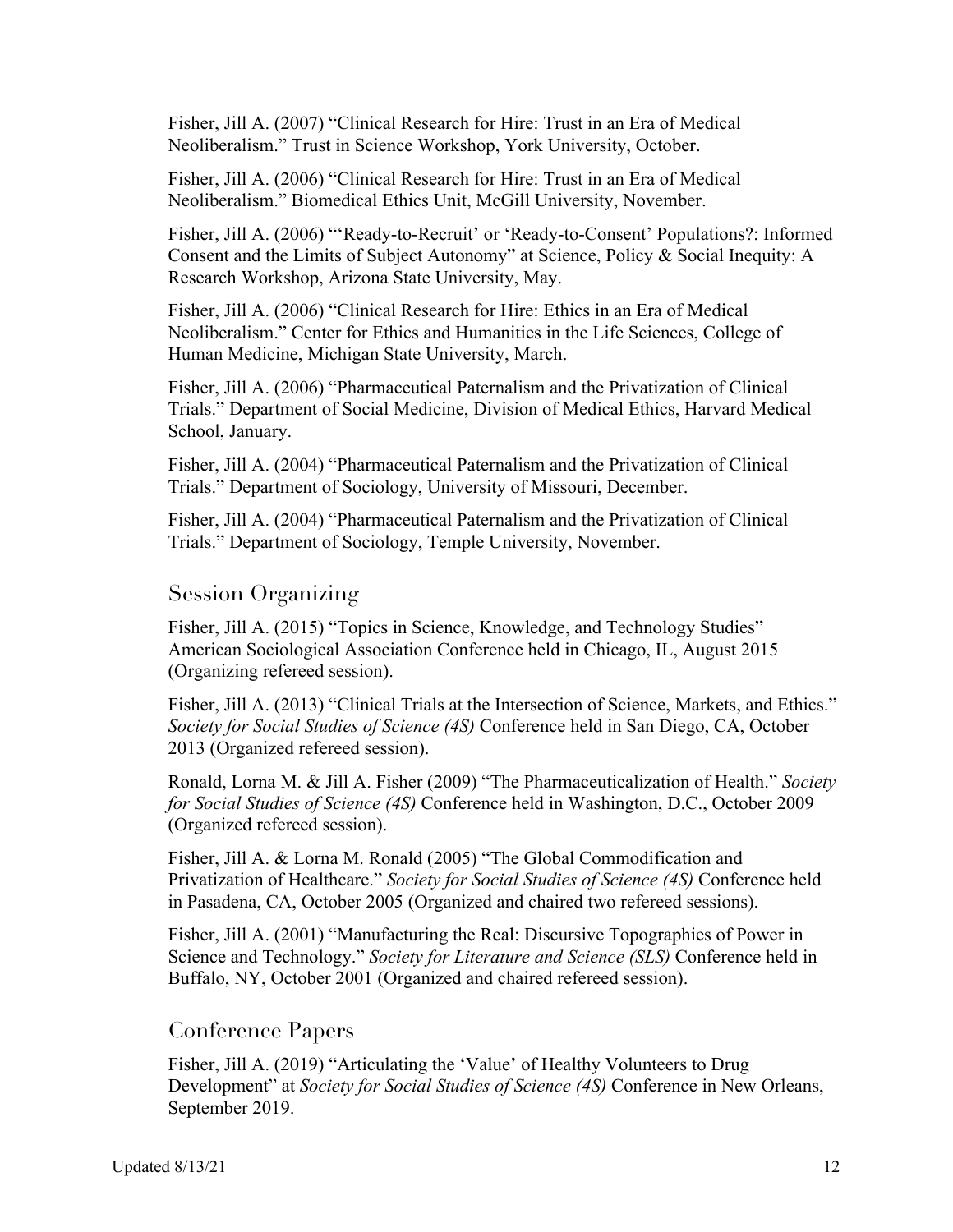Fisher, Jill A. (2007) "Clinical Research for Hire: Trust in an Era of Medical Neoliberalism." Trust in Science Workshop, York University, October.

Fisher, Jill A. (2006) "Clinical Research for Hire: Trust in an Era of Medical Neoliberalism." Biomedical Ethics Unit, McGill University, November.

Fisher, Jill A. (2006) "'Ready-to-Recruit' or 'Ready-to-Consent' Populations?: Informed Consent and the Limits of Subject Autonomy" at Science, Policy & Social Inequity: A Research Workshop, Arizona State University, May.

Fisher, Jill A. (2006) "Clinical Research for Hire: Ethics in an Era of Medical Neoliberalism." Center for Ethics and Humanities in the Life Sciences, College of Human Medicine, Michigan State University, March.

Fisher, Jill A. (2006) "Pharmaceutical Paternalism and the Privatization of Clinical Trials." Department of Social Medicine, Division of Medical Ethics, Harvard Medical School, January.

Fisher, Jill A. (2004) "Pharmaceutical Paternalism and the Privatization of Clinical Trials." Department of Sociology, University of Missouri, December.

Fisher, Jill A. (2004) "Pharmaceutical Paternalism and the Privatization of Clinical Trials." Department of Sociology, Temple University, November.

## Session Organizing

Fisher, Jill A. (2015) "Topics in Science, Knowledge, and Technology Studies" American Sociological Association Conference held in Chicago, IL, August 2015 (Organizing refereed session).

Fisher, Jill A. (2013) "Clinical Trials at the Intersection of Science, Markets, and Ethics." *Society for Social Studies of Science (4S)* Conference held in San Diego, CA, October 2013 (Organized refereed session).

Ronald, Lorna M. & Jill A. Fisher (2009) "The Pharmaceuticalization of Health." *Society for Social Studies of Science (4S)* Conference held in Washington, D.C., October 2009 (Organized refereed session).

Fisher, Jill A. & Lorna M. Ronald (2005) "The Global Commodification and Privatization of Healthcare." *Society for Social Studies of Science (4S)* Conference held in Pasadena, CA, October 2005 (Organized and chaired two refereed sessions).

Fisher, Jill A. (2001) "Manufacturing the Real: Discursive Topographies of Power in Science and Technology." *Society for Literature and Science (SLS)* Conference held in Buffalo, NY, October 2001 (Organized and chaired refereed session).

## Conference Papers

Fisher, Jill A. (2019) "Articulating the 'Value' of Healthy Volunteers to Drug Development" at *Society for Social Studies of Science (4S)* Conference in New Orleans, September 2019.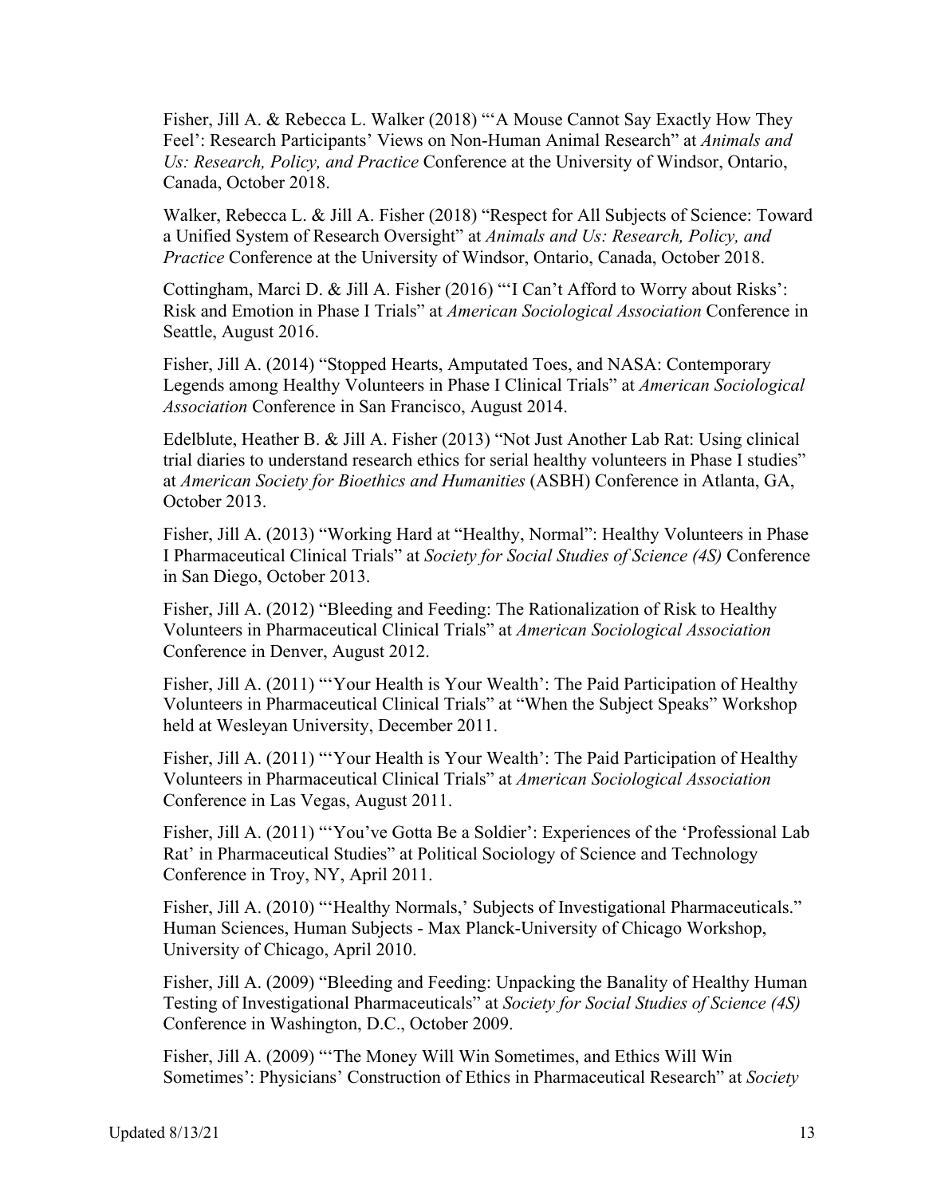Fisher, Jill A. & Rebecca L. Walker (2018) "'A Mouse Cannot Say Exactly How They Feel': Research Participants' Views on Non-Human Animal Research" at *Animals and Us: Research, Policy, and Practice* Conference at the University of Windsor, Ontario, Canada, October 2018.

Walker, Rebecca L. & Jill A. Fisher (2018) "Respect for All Subjects of Science: Toward a Unified System of Research Oversight" at *Animals and Us: Research, Policy, and Practice* Conference at the University of Windsor, Ontario, Canada, October 2018.

Cottingham, Marci D. & Jill A. Fisher (2016) "'I Can't Afford to Worry about Risks': Risk and Emotion in Phase I Trials" at *American Sociological Association* Conference in Seattle, August 2016.

Fisher, Jill A. (2014) "Stopped Hearts, Amputated Toes, and NASA: Contemporary Legends among Healthy Volunteers in Phase I Clinical Trials" at *American Sociological Association* Conference in San Francisco, August 2014.

Edelblute, Heather B. & Jill A. Fisher (2013) "Not Just Another Lab Rat: Using clinical trial diaries to understand research ethics for serial healthy volunteers in Phase I studies" at *American Society for Bioethics and Humanities* (ASBH) Conference in Atlanta, GA, October 2013.

Fisher, Jill A. (2013) "Working Hard at "Healthy, Normal": Healthy Volunteers in Phase I Pharmaceutical Clinical Trials" at *Society for Social Studies of Science (4S)* Conference in San Diego, October 2013.

Fisher, Jill A. (2012) "Bleeding and Feeding: The Rationalization of Risk to Healthy Volunteers in Pharmaceutical Clinical Trials" at *American Sociological Association* Conference in Denver, August 2012.

Fisher, Jill A. (2011) "'Your Health is Your Wealth': The Paid Participation of Healthy Volunteers in Pharmaceutical Clinical Trials" at "When the Subject Speaks" Workshop held at Wesleyan University, December 2011.

Fisher, Jill A. (2011) "'Your Health is Your Wealth': The Paid Participation of Healthy Volunteers in Pharmaceutical Clinical Trials" at *American Sociological Association* Conference in Las Vegas, August 2011.

Fisher, Jill A. (2011) "'You've Gotta Be a Soldier': Experiences of the 'Professional Lab Rat' in Pharmaceutical Studies" at Political Sociology of Science and Technology Conference in Troy, NY, April 2011.

Fisher, Jill A. (2010) "'Healthy Normals,' Subjects of Investigational Pharmaceuticals." Human Sciences, Human Subjects - Max Planck-University of Chicago Workshop, University of Chicago, April 2010.

Fisher, Jill A. (2009) "Bleeding and Feeding: Unpacking the Banality of Healthy Human Testing of Investigational Pharmaceuticals" at *Society for Social Studies of Science (4S)* Conference in Washington, D.C., October 2009.

Fisher, Jill A. (2009) "'The Money Will Win Sometimes, and Ethics Will Win Sometimes': Physicians' Construction of Ethics in Pharmaceutical Research" at *Society*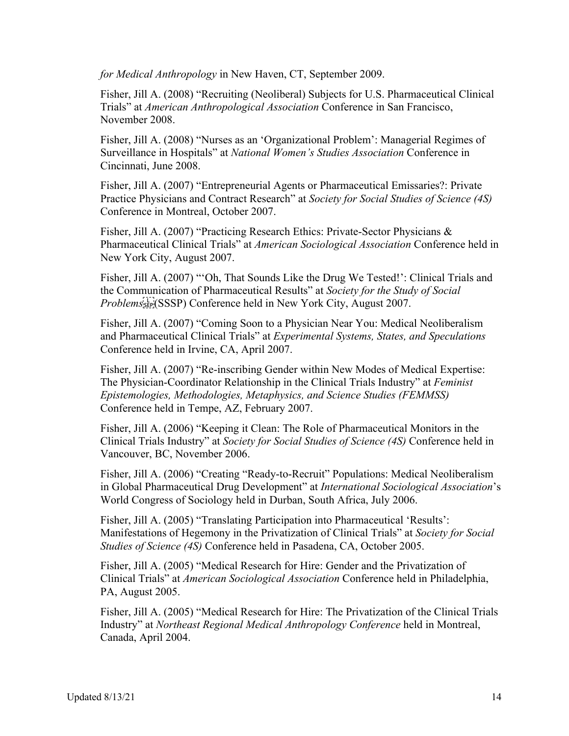*for Medical Anthropology* in New Haven, CT, September 2009.

Fisher, Jill A. (2008) "Recruiting (Neoliberal) Subjects for U.S. Pharmaceutical Clinical Trials" at *American Anthropological Association* Conference in San Francisco, November 2008.

Fisher, Jill A. (2008) "Nurses as an 'Organizational Problem': Managerial Regimes of Surveillance in Hospitals" at *National Women's Studies Association* Conference in Cincinnati, June 2008.

Fisher, Jill A. (2007) "Entrepreneurial Agents or Pharmaceutical Emissaries?: Private Practice Physicians and Contract Research" at *Society for Social Studies of Science (4S)* Conference in Montreal, October 2007.

Fisher, Jill A. (2007) "Practicing Research Ethics: Private-Sector Physicians & Pharmaceutical Clinical Trials" at *American Sociological Association* Conference held in New York City, August 2007.

Fisher, Jill A. (2007) "'Oh, That Sounds Like the Drug We Tested!': Clinical Trials and the Communication of Pharmaceutical Results" at *Society for the Study of Social Problems* (SSSP) Conference held in New York City, August 2007.

Fisher, Jill A. (2007) "Coming Soon to a Physician Near You: Medical Neoliberalism and Pharmaceutical Clinical Trials" at *Experimental Systems, States, and Speculations* Conference held in Irvine, CA, April 2007.

Fisher, Jill A. (2007) "Re-inscribing Gender within New Modes of Medical Expertise: The Physician-Coordinator Relationship in the Clinical Trials Industry" at *Feminist Epistemologies, Methodologies, Metaphysics, and Science Studies (FEMMSS)* Conference held in Tempe, AZ, February 2007.

Fisher, Jill A. (2006) "Keeping it Clean: The Role of Pharmaceutical Monitors in the Clinical Trials Industry" at *Society for Social Studies of Science (4S)* Conference held in Vancouver, BC, November 2006.

Fisher, Jill A. (2006) "Creating "Ready-to-Recruit" Populations: Medical Neoliberalism in Global Pharmaceutical Drug Development" at *International Sociological Association*'s World Congress of Sociology held in Durban, South Africa, July 2006.

Fisher, Jill A. (2005) "Translating Participation into Pharmaceutical 'Results': Manifestations of Hegemony in the Privatization of Clinical Trials" at *Society for Social Studies of Science (4S)* Conference held in Pasadena, CA, October 2005.

Fisher, Jill A. (2005) "Medical Research for Hire: Gender and the Privatization of Clinical Trials" at *American Sociological Association* Conference held in Philadelphia, PA, August 2005.

Fisher, Jill A. (2005) "Medical Research for Hire: The Privatization of the Clinical Trials Industry" at *Northeast Regional Medical Anthropology Conference* held in Montreal, Canada, April 2004.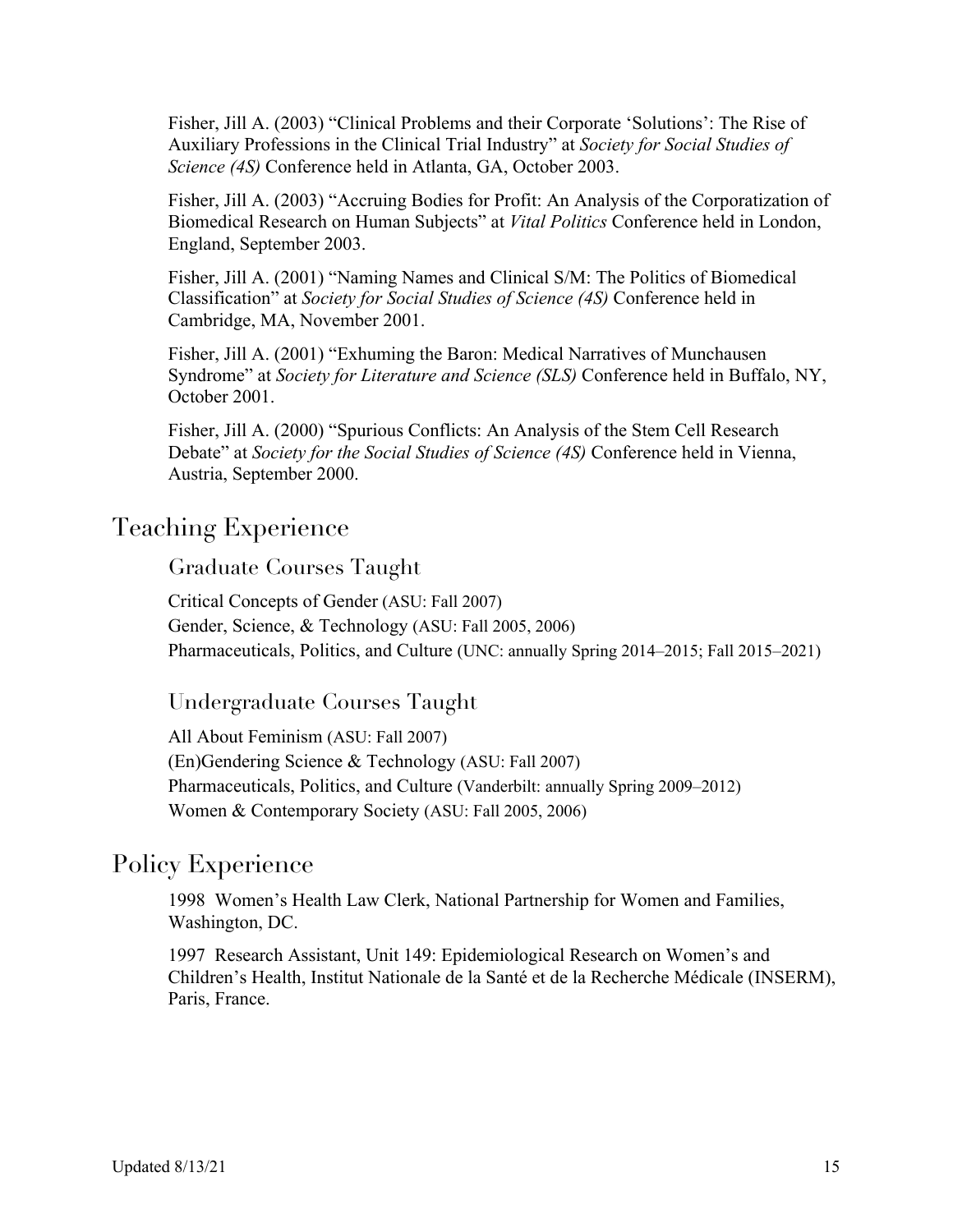Fisher, Jill A. (2003) "Clinical Problems and their Corporate 'Solutions': The Rise of Auxiliary Professions in the Clinical Trial Industry" at *Society for Social Studies of Science (4S)* Conference held in Atlanta, GA, October 2003.

Fisher, Jill A. (2003) "Accruing Bodies for Profit: An Analysis of the Corporatization of Biomedical Research on Human Subjects" at *Vital Politics* Conference held in London, England, September 2003.

Fisher, Jill A. (2001) "Naming Names and Clinical S/M: The Politics of Biomedical Classification" at *Society for Social Studies of Science (4S)* Conference held in Cambridge, MA, November 2001.

Fisher, Jill A. (2001) "Exhuming the Baron: Medical Narratives of Munchausen Syndrome" at *Society for Literature and Science (SLS)* Conference held in Buffalo, NY, October 2001.

Fisher, Jill A. (2000) "Spurious Conflicts: An Analysis of the Stem Cell Research Debate" at *Society for the Social Studies of Science (4S)* Conference held in Vienna, Austria, September 2000.

# Teaching Experience

## Graduate Courses Taught

Critical Concepts of Gender (ASU: Fall 2007)
Gender, Science, & Technology (ASU: Fall 2005, 2006)
Pharmaceuticals, Politics, and Culture (UNC: annually Spring 2014–2015; Fall 2015–2021)

## Undergraduate Courses Taught

All About Feminism (ASU: Fall 2007)
(En)Gendering Science & Technology (ASU: Fall 2007)
Pharmaceuticals, Politics, and Culture (Vanderbilt: annually Spring 2009–2012)
Women & Contemporary Society (ASU: Fall 2005, 2006)

# Policy Experience

1998 Women's Health Law Clerk, National Partnership for Women and Families, Washington, DC.

1997 Research Assistant, Unit 149: Epidemiological Research on Women's and Children's Health, Institut Nationale de la Santé et de la Recherche Médicale (INSERM), Paris, France.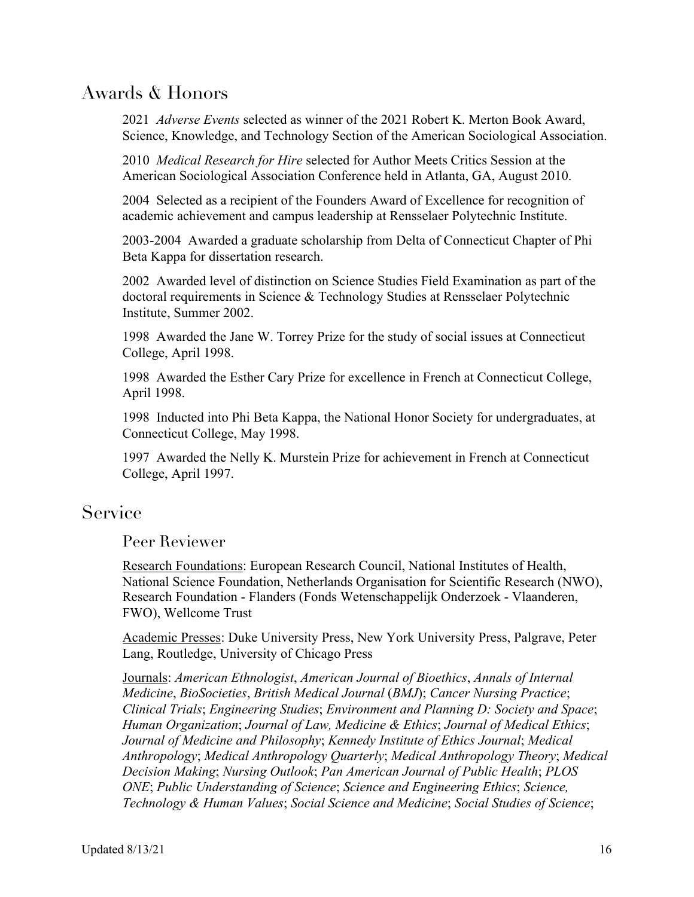## Awards & Honors

2021 *Adverse Events* selected as winner of the 2021 Robert K. Merton Book Award, Science, Knowledge, and Technology Section of the American Sociological Association.

2010 *Medical Research for Hire* selected for Author Meets Critics Session at the American Sociological Association Conference held in Atlanta, GA, August 2010.

2004 Selected as a recipient of the Founders Award of Excellence for recognition of academic achievement and campus leadership at Rensselaer Polytechnic Institute.

2003-2004 Awarded a graduate scholarship from Delta of Connecticut Chapter of Phi Beta Kappa for dissertation research.

2002 Awarded level of distinction on Science Studies Field Examination as part of the doctoral requirements in Science & Technology Studies at Rensselaer Polytechnic Institute, Summer 2002.

1998 Awarded the Jane W. Torrey Prize for the study of social issues at Connecticut College, April 1998.

1998 Awarded the Esther Cary Prize for excellence in French at Connecticut College, April 1998.

1998 Inducted into Phi Beta Kappa, the National Honor Society for undergraduates, at Connecticut College, May 1998.

1997 Awarded the Nelly K. Murstein Prize for achievement in French at Connecticut College, April 1997.

## Service

### Peer Reviewer

Research Foundations: European Research Council, National Institutes of Health, National Science Foundation, Netherlands Organisation for Scientific Research (NWO), Research Foundation - Flanders (Fonds Wetenschappelijk Onderzoek - Vlaanderen, FWO), Wellcome Trust

Academic Presses: Duke University Press, New York University Press, Palgrave, Peter Lang, Routledge, University of Chicago Press

Journals: *American Ethnologist*, *American Journal of Bioethics*, *Annals of Internal Medicine*, *BioSocieties*, *British Medical Journal* (*BMJ*); *Cancer Nursing Practice*; *Clinical Trials*; *Engineering Studies*; *Environment and Planning D: Society and Space*; *Human Organization*; *Journal of Law, Medicine & Ethics*; *Journal of Medical Ethics*; *Journal of Medicine and Philosophy*; *Kennedy Institute of Ethics Journal*; *Medical Anthropology*; *Medical Anthropology Quarterly*; *Medical Anthropology Theory*; *Medical Decision Making*; *Nursing Outlook*; *Pan American Journal of Public Health*; *PLOS ONE*; *Public Understanding of Science*; *Science and Engineering Ethics*; *Science, Technology & Human Values*; *Social Science and Medicine*; *Social Studies of Science*;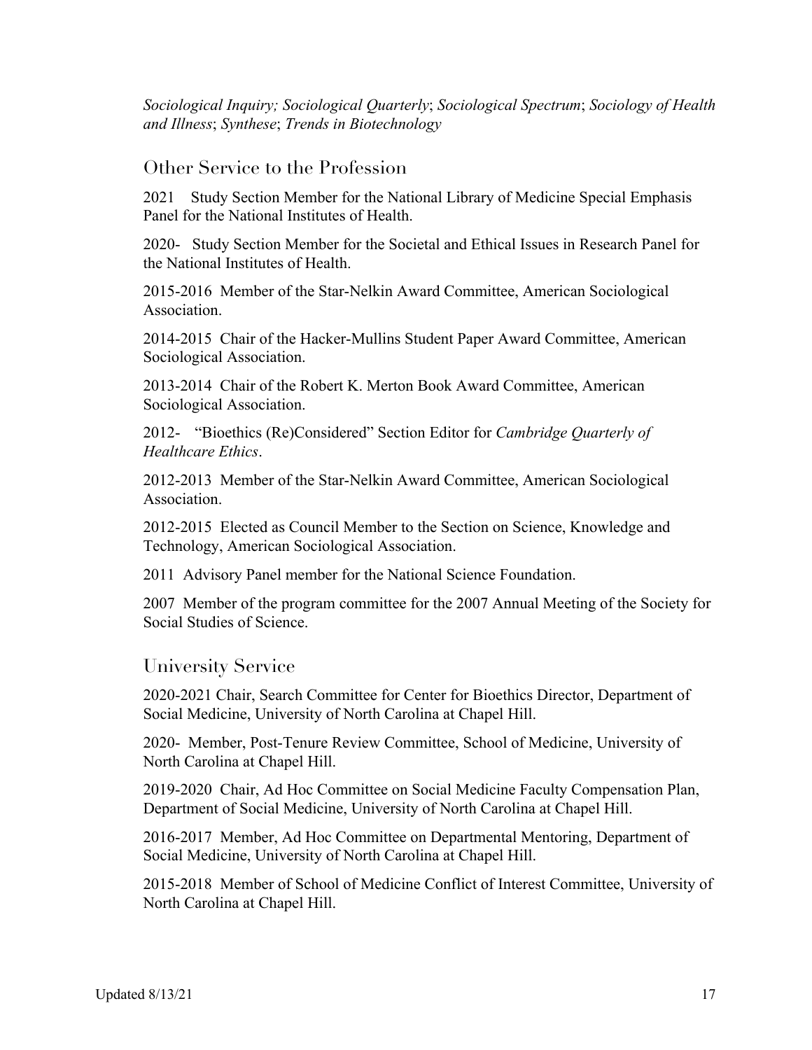*Sociological Inquiry; Sociological Quarterly*; *Sociological Spectrum*; *Sociology of Health and Illness*; *Synthese*; *Trends in Biotechnology*

## Other Service to the Profession

2021 Study Section Member for the National Library of Medicine Special Emphasis Panel for the National Institutes of Health.

2020- Study Section Member for the Societal and Ethical Issues in Research Panel for the National Institutes of Health.

2015-2016 Member of the Star-Nelkin Award Committee, American Sociological Association.

2014-2015 Chair of the Hacker-Mullins Student Paper Award Committee, American Sociological Association.

2013-2014 Chair of the Robert K. Merton Book Award Committee, American Sociological Association.

2012- "Bioethics (Re)Considered" Section Editor for *Cambridge Quarterly of Healthcare Ethics*.

2012-2013 Member of the Star-Nelkin Award Committee, American Sociological Association.

2012-2015 Elected as Council Member to the Section on Science, Knowledge and Technology, American Sociological Association.

2011 Advisory Panel member for the National Science Foundation.

2007 Member of the program committee for the 2007 Annual Meeting of the Society for Social Studies of Science.

## University Service

2020-2021 Chair, Search Committee for Center for Bioethics Director, Department of Social Medicine, University of North Carolina at Chapel Hill.

2020- Member, Post-Tenure Review Committee, School of Medicine, University of North Carolina at Chapel Hill.

2019-2020 Chair, Ad Hoc Committee on Social Medicine Faculty Compensation Plan, Department of Social Medicine, University of North Carolina at Chapel Hill.

2016-2017 Member, Ad Hoc Committee on Departmental Mentoring, Department of Social Medicine, University of North Carolina at Chapel Hill.

2015-2018 Member of School of Medicine Conflict of Interest Committee, University of North Carolina at Chapel Hill.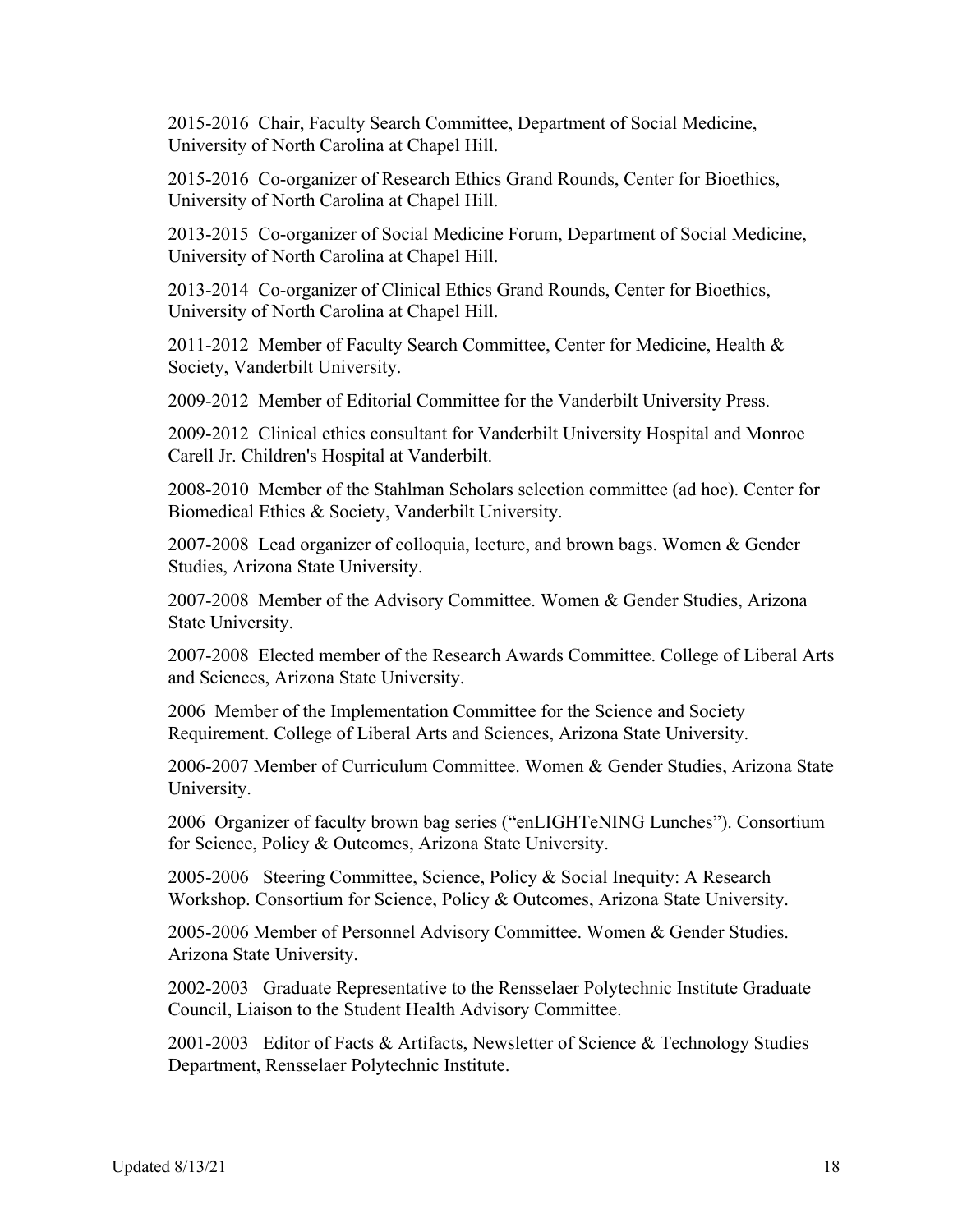2015-2016 Chair, Faculty Search Committee, Department of Social Medicine, University of North Carolina at Chapel Hill.

2015-2016 Co-organizer of Research Ethics Grand Rounds, Center for Bioethics, University of North Carolina at Chapel Hill.

2013-2015 Co-organizer of Social Medicine Forum, Department of Social Medicine, University of North Carolina at Chapel Hill.

2013-2014 Co-organizer of Clinical Ethics Grand Rounds, Center for Bioethics, University of North Carolina at Chapel Hill.

2011-2012 Member of Faculty Search Committee, Center for Medicine, Health & Society, Vanderbilt University.

2009-2012 Member of Editorial Committee for the Vanderbilt University Press.

2009-2012 Clinical ethics consultant for Vanderbilt University Hospital and Monroe Carell Jr. Children's Hospital at Vanderbilt.

2008-2010 Member of the Stahlman Scholars selection committee (ad hoc). Center for Biomedical Ethics & Society, Vanderbilt University.

2007-2008 Lead organizer of colloquia, lecture, and brown bags. Women & Gender Studies, Arizona State University.

2007-2008 Member of the Advisory Committee. Women & Gender Studies, Arizona State University.

2007-2008 Elected member of the Research Awards Committee. College of Liberal Arts and Sciences, Arizona State University.

2006 Member of the Implementation Committee for the Science and Society Requirement. College of Liberal Arts and Sciences, Arizona State University.

2006-2007 Member of Curriculum Committee. Women & Gender Studies, Arizona State University.

2006 Organizer of faculty brown bag series ("enLIGHTeNING Lunches"). Consortium for Science, Policy & Outcomes, Arizona State University.

2005-2006 Steering Committee, Science, Policy & Social Inequity: A Research Workshop. Consortium for Science, Policy & Outcomes, Arizona State University.

2005-2006 Member of Personnel Advisory Committee. Women & Gender Studies. Arizona State University.

2002-2003 Graduate Representative to the Rensselaer Polytechnic Institute Graduate Council, Liaison to the Student Health Advisory Committee.

2001-2003 Editor of Facts & Artifacts, Newsletter of Science & Technology Studies Department, Rensselaer Polytechnic Institute.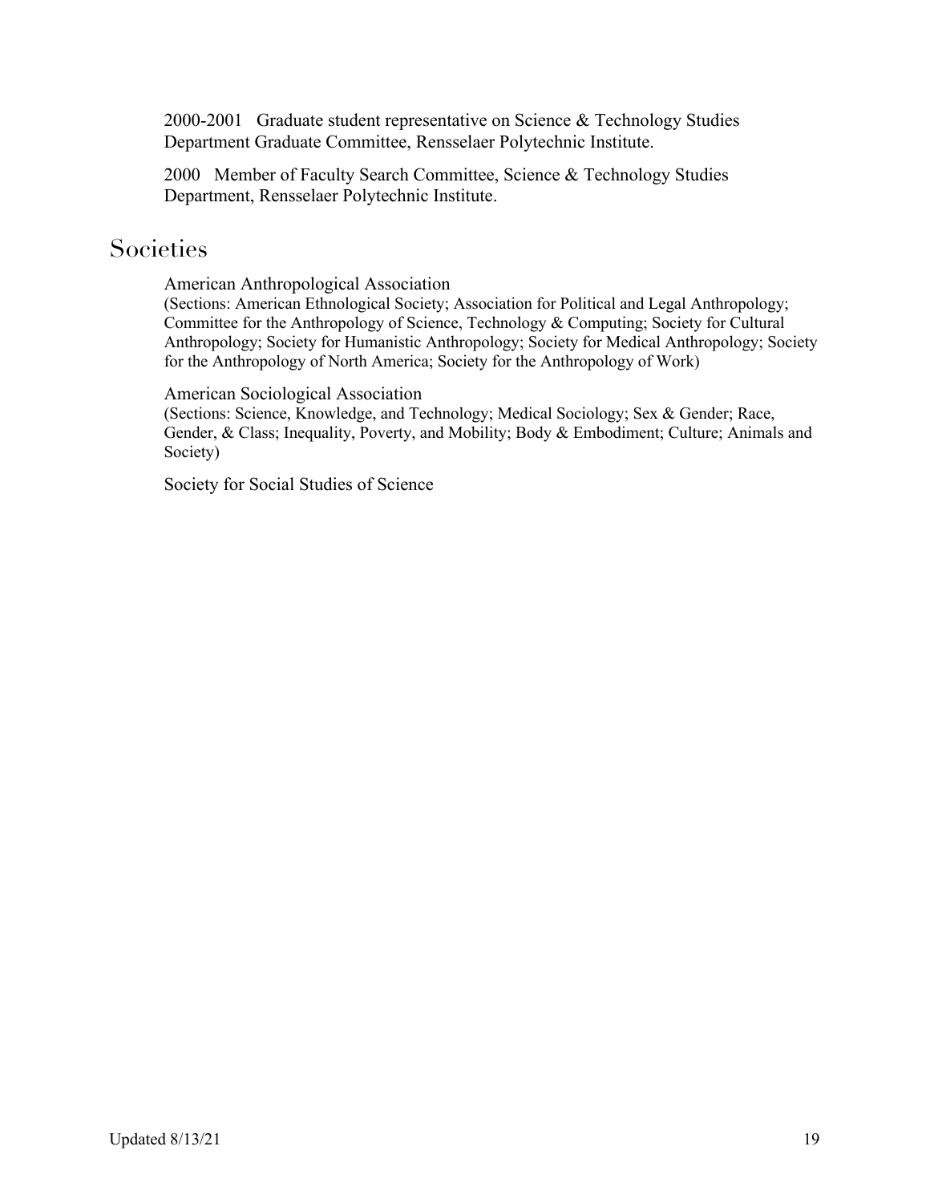2000-2001 Graduate student representative on Science & Technology Studies Department Graduate Committee, Rensselaer Polytechnic Institute.

2000 Member of Faculty Search Committee, Science & Technology Studies Department, Rensselaer Polytechnic Institute.

## Societies

American Anthropological Association
(Sections: American Ethnological Society; Association for Political and Legal Anthropology; Committee for the Anthropology of Science, Technology & Computing; Society for Cultural Anthropology; Society for Humanistic Anthropology; Society for Medical Anthropology; Society for the Anthropology of North America; Society for the Anthropology of Work)

American Sociological Association
(Sections: Science, Knowledge, and Technology; Medical Sociology; Sex & Gender; Race, Gender, & Class; Inequality, Poverty, and Mobility; Body & Embodiment; Culture; Animals and Society)

Society for Social Studies of Science